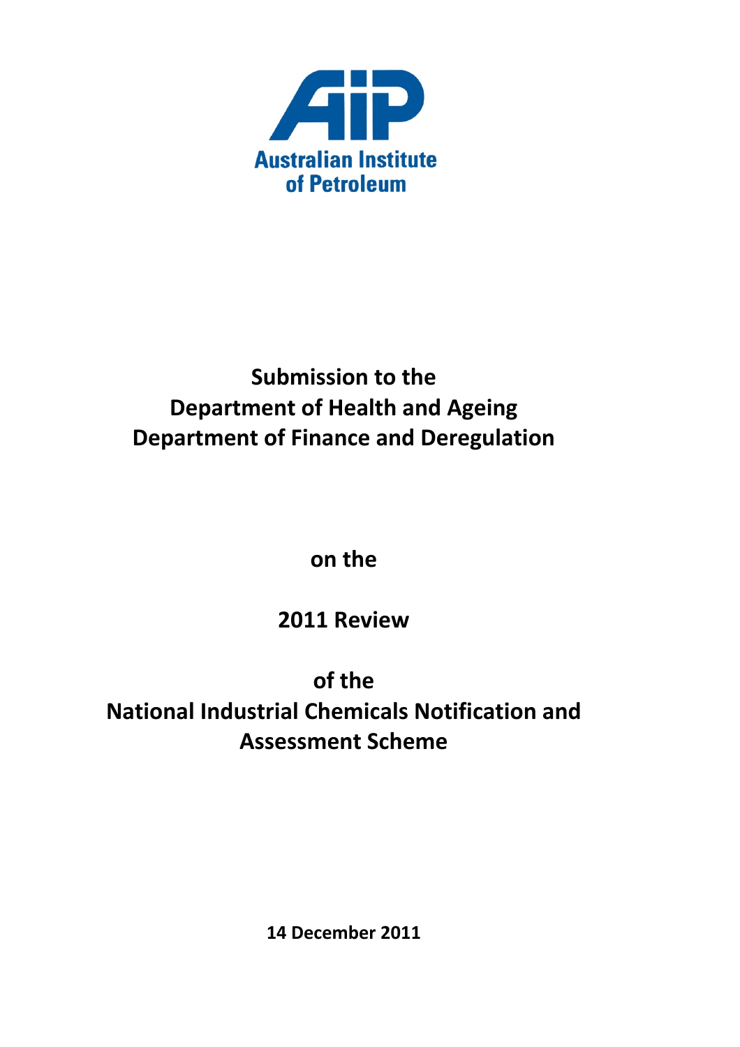Australian Institute of Petroleum

# Submission to the Department of Health and Ageing Department of Finance and Deregulation

**on the**

**2011 Review**

**of the National Industrial Chemicals Notification and Assessment Scheme**

**14 December 2011**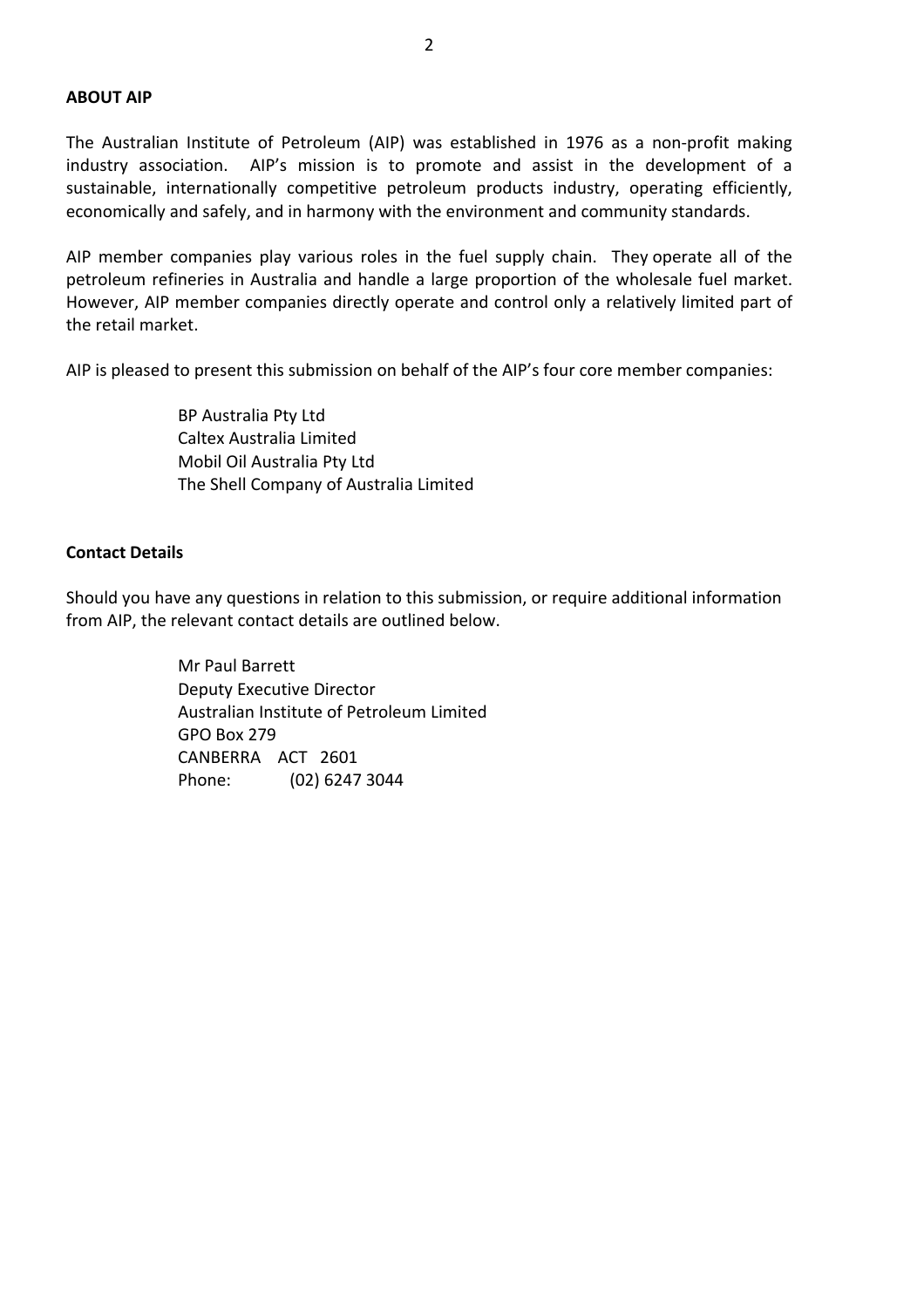## ABOUT AIP

The Australian Institute of Petroleum (AIP) was established in 1976 as a non-profit making industry association. AIP's mission is to promote and assist in the development of a sustainable, internationally competitive petroleum products industry, operating efficiently, economically and safely, and in harmony with the environment and community standards.

AIP member companies play various roles in the fuel supply chain. They operate all of the petroleum refineries in Australia and handle a large proportion of the wholesale fuel market. However, AIP member companies directly operate and control only a relatively limited part of the retail market.

AIP is pleased to present this submission on behalf of the AIP's four core member companies:

BP Australia Pty Ltd
Caltex Australia Limited
Mobil Oil Australia Pty Ltd
The Shell Company of Australia Limited

## Contact Details

Should you have any questions in relation to this submission, or require additional information from AIP, the relevant contact details are outlined below.

Mr Paul Barrett
Deputy Executive Director
Australian Institute of Petroleum Limited
GPO Box 279
CANBERRA ACT 2601
Phone: (02) 6247 3044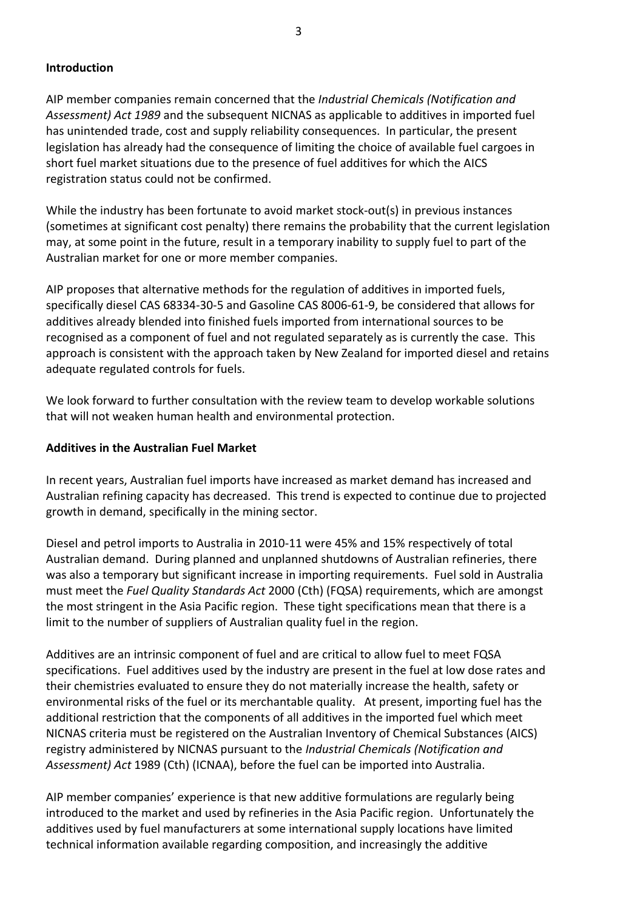## Introduction

AIP member companies remain concerned that the *Industrial Chemicals (Notification and Assessment) Act 1989* and the subsequent NICNAS as applicable to additives in imported fuel has unintended trade, cost and supply reliability consequences. In particular, the present legislation has already had the consequence of limiting the choice of available fuel cargoes in short fuel market situations due to the presence of fuel additives for which the AICS registration status could not be confirmed.

While the industry has been fortunate to avoid market stock-out(s) in previous instances (sometimes at significant cost penalty) there remains the probability that the current legislation may, at some point in the future, result in a temporary inability to supply fuel to part of the Australian market for one or more member companies.

AIP proposes that alternative methods for the regulation of additives in imported fuels, specifically diesel CAS 68334-30-5 and Gasoline CAS 8006-61-9, be considered that allows for additives already blended into finished fuels imported from international sources to be recognised as a component of fuel and not regulated separately as is currently the case. This approach is consistent with the approach taken by New Zealand for imported diesel and retains adequate regulated controls for fuels.

We look forward to further consultation with the review team to develop workable solutions that will not weaken human health and environmental protection.

## Additives in the Australian Fuel Market

In recent years, Australian fuel imports have increased as market demand has increased and Australian refining capacity has decreased. This trend is expected to continue due to projected growth in demand, specifically in the mining sector.

Diesel and petrol imports to Australia in 2010-11 were 45% and 15% respectively of total Australian demand. During planned and unplanned shutdowns of Australian refineries, there was also a temporary but significant increase in importing requirements. Fuel sold in Australia must meet the *Fuel Quality Standards Act* 2000 (Cth) (FQSA) requirements, which are amongst the most stringent in the Asia Pacific region. These tight specifications mean that there is a limit to the number of suppliers of Australian quality fuel in the region.

Additives are an intrinsic component of fuel and are critical to allow fuel to meet FQSA specifications. Fuel additives used by the industry are present in the fuel at low dose rates and their chemistries evaluated to ensure they do not materially increase the health, safety or environmental risks of the fuel or its merchantable quality. At present, importing fuel has the additional restriction that the components of all additives in the imported fuel which meet NICNAS criteria must be registered on the Australian Inventory of Chemical Substances (AICS) registry administered by NICNAS pursuant to the *Industrial Chemicals (Notification and Assessment) Act* 1989 (Cth) (ICNAA), before the fuel can be imported into Australia.

AIP member companies' experience is that new additive formulations are regularly being introduced to the market and used by refineries in the Asia Pacific region. Unfortunately the additives used by fuel manufacturers at some international supply locations have limited technical information available regarding composition, and increasingly the additive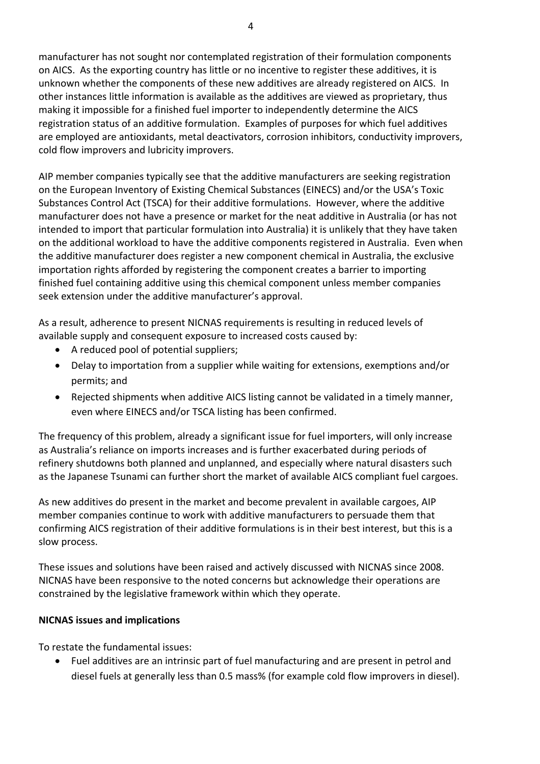manufacturer has not sought nor contemplated registration of their formulation components on AICS. As the exporting country has little or no incentive to register these additives, it is unknown whether the components of these new additives are already registered on AICS. In other instances little information is available as the additives are viewed as proprietary, thus making it impossible for a finished fuel importer to independently determine the AICS registration status of an additive formulation. Examples of purposes for which fuel additives are employed are antioxidants, metal deactivators, corrosion inhibitors, conductivity improvers, cold flow improvers and lubricity improvers.

AIP member companies typically see that the additive manufacturers are seeking registration on the European Inventory of Existing Chemical Substances (EINECS) and/or the USA's Toxic Substances Control Act (TSCA) for their additive formulations. However, where the additive manufacturer does not have a presence or market for the neat additive in Australia (or has not intended to import that particular formulation into Australia) it is unlikely that they have taken on the additional workload to have the additive components registered in Australia. Even when the additive manufacturer does register a new component chemical in Australia, the exclusive importation rights afforded by registering the component creates a barrier to importing finished fuel containing additive using this chemical component unless member companies seek extension under the additive manufacturer's approval.

As a result, adherence to present NICNAS requirements is resulting in reduced levels of available supply and consequent exposure to increased costs caused by:

- A reduced pool of potential suppliers;
- Delay to importation from a supplier while waiting for extensions, exemptions and/or permits; and
- Rejected shipments when additive AICS listing cannot be validated in a timely manner, even where EINECS and/or TSCA listing has been confirmed.

The frequency of this problem, already a significant issue for fuel importers, will only increase as Australia's reliance on imports increases and is further exacerbated during periods of refinery shutdowns both planned and unplanned, and especially where natural disasters such as the Japanese Tsunami can further short the market of available AICS compliant fuel cargoes.

As new additives do present in the market and become prevalent in available cargoes, AIP member companies continue to work with additive manufacturers to persuade them that confirming AICS registration of their additive formulations is in their best interest, but this is a slow process.

These issues and solutions have been raised and actively discussed with NICNAS since 2008. NICNAS have been responsive to the noted concerns but acknowledge their operations are constrained by the legislative framework within which they operate.

**NICNAS issues and implications**

To restate the fundamental issues:

- Fuel additives are an intrinsic part of fuel manufacturing and are present in petrol and diesel fuels at generally less than 0.5 mass% (for example cold flow improvers in diesel).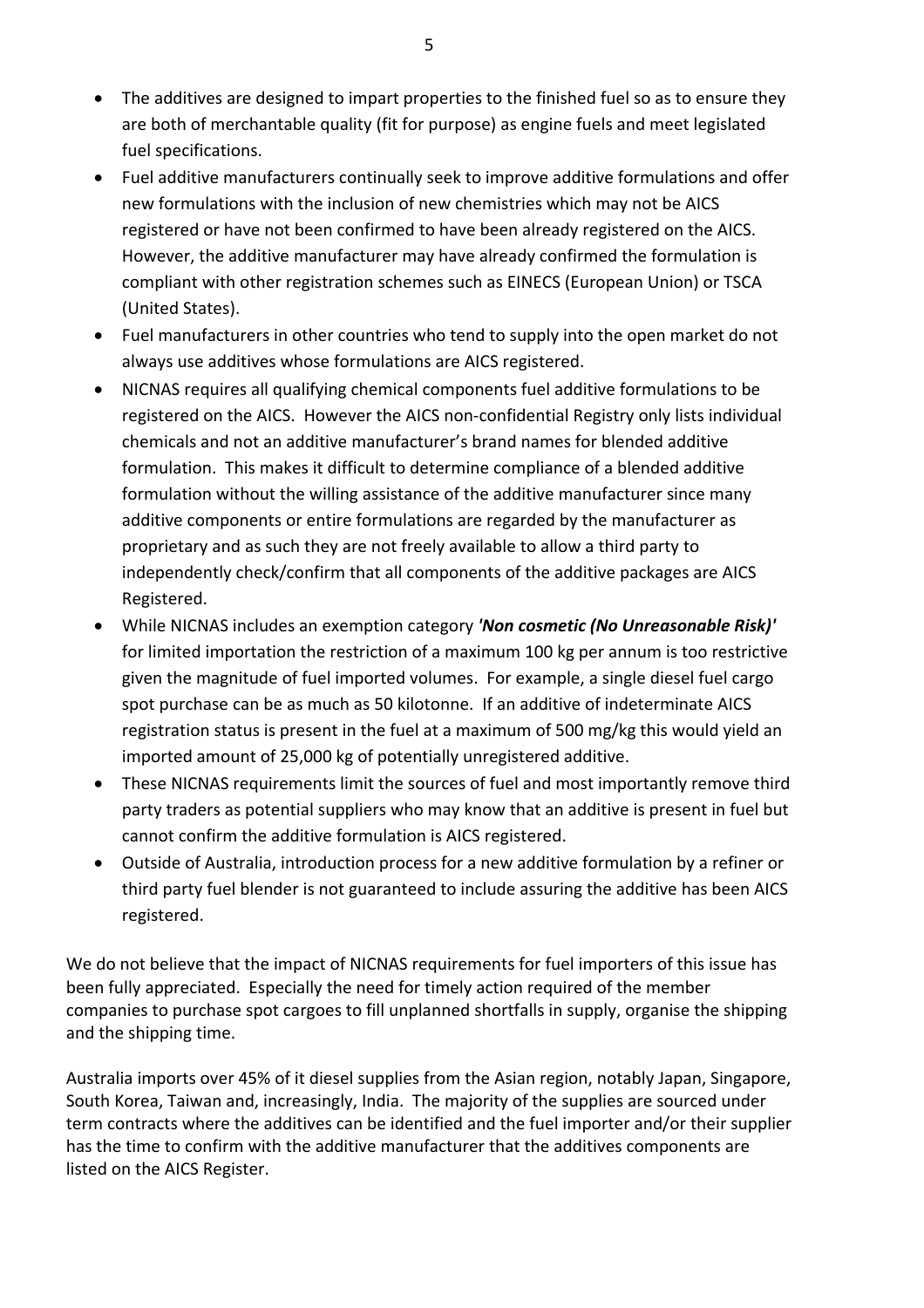- The additives are designed to impart properties to the finished fuel so as to ensure they are both of merchantable quality (fit for purpose) as engine fuels and meet legislated fuel specifications.
- Fuel additive manufacturers continually seek to improve additive formulations and offer new formulations with the inclusion of new chemistries which may not be AICS registered or have not been confirmed to have been already registered on the AICS. However, the additive manufacturer may have already confirmed the formulation is compliant with other registration schemes such as EINECS (European Union) or TSCA (United States).
- Fuel manufacturers in other countries who tend to supply into the open market do not always use additives whose formulations are AICS registered.
- NICNAS requires all qualifying chemical components fuel additive formulations to be registered on the AICS. However the AICS non-confidential Registry only lists individual chemicals and not an additive manufacturer's brand names for blended additive formulation. This makes it difficult to determine compliance of a blended additive formulation without the willing assistance of the additive manufacturer since many additive components or entire formulations are regarded by the manufacturer as proprietary and as such they are not freely available to allow a third party to independently check/confirm that all components of the additive packages are AICS Registered.
- While NICNAS includes an exemption category ***'Non cosmetic (No Unreasonable Risk)'*** for limited importation the restriction of a maximum 100 kg per annum is too restrictive given the magnitude of fuel imported volumes. For example, a single diesel fuel cargo spot purchase can be as much as 50 kilotonne. If an additive of indeterminate AICS registration status is present in the fuel at a maximum of 500 mg/kg this would yield an imported amount of 25,000 kg of potentially unregistered additive.
- These NICNAS requirements limit the sources of fuel and most importantly remove third party traders as potential suppliers who may know that an additive is present in fuel but cannot confirm the additive formulation is AICS registered.
- Outside of Australia, introduction process for a new additive formulation by a refiner or third party fuel blender is not guaranteed to include assuring the additive has been AICS registered.

We do not believe that the impact of NICNAS requirements for fuel importers of this issue has been fully appreciated. Especially the need for timely action required of the member companies to purchase spot cargoes to fill unplanned shortfalls in supply, organise the shipping and the shipping time.

Australia imports over 45% of it diesel supplies from the Asian region, notably Japan, Singapore, South Korea, Taiwan and, increasingly, India. The majority of the supplies are sourced under term contracts where the additives can be identified and the fuel importer and/or their supplier has the time to confirm with the additive manufacturer that the additives components are listed on the AICS Register.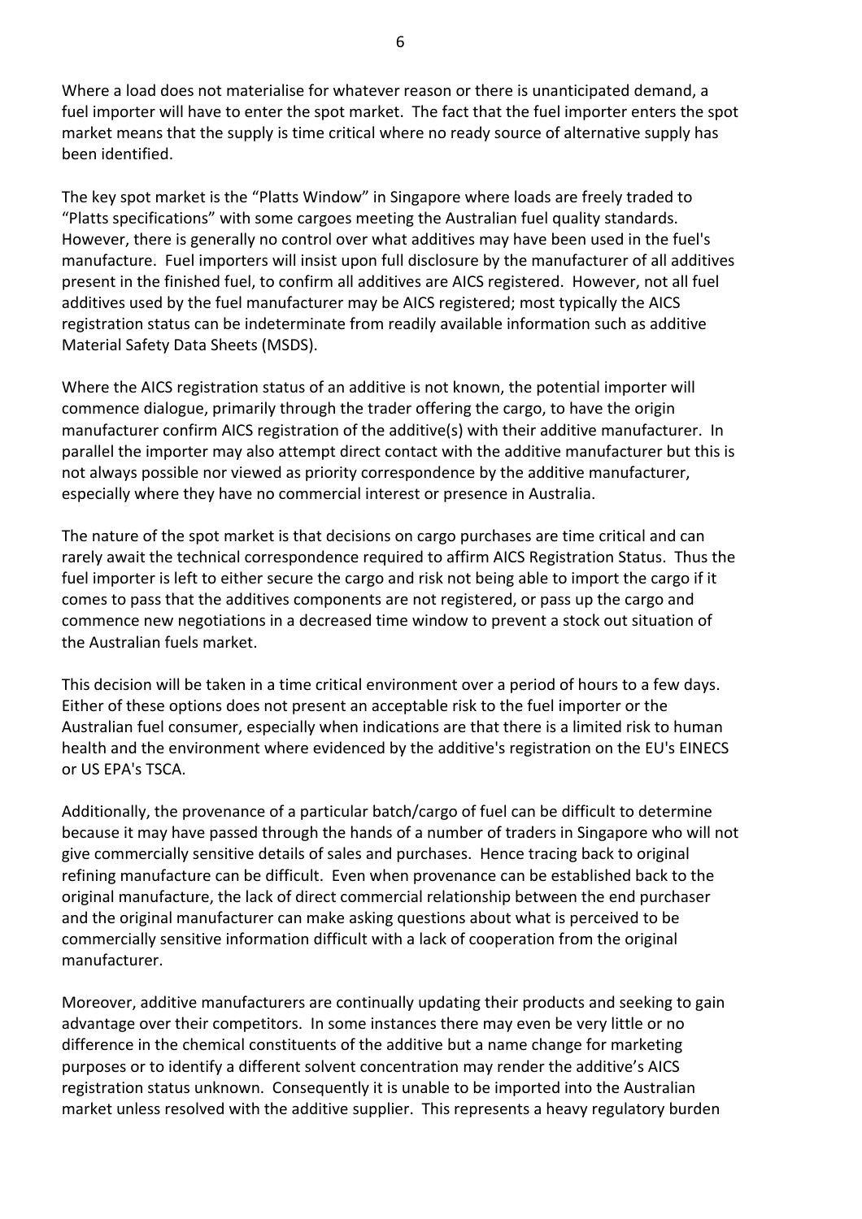Where a load does not materialise for whatever reason or there is unanticipated demand, a fuel importer will have to enter the spot market. The fact that the fuel importer enters the spot market means that the supply is time critical where no ready source of alternative supply has been identified.

The key spot market is the "Platts Window" in Singapore where loads are freely traded to "Platts specifications" with some cargoes meeting the Australian fuel quality standards. However, there is generally no control over what additives may have been used in the fuel's manufacture. Fuel importers will insist upon full disclosure by the manufacturer of all additives present in the finished fuel, to confirm all additives are AICS registered. However, not all fuel additives used by the fuel manufacturer may be AICS registered; most typically the AICS registration status can be indeterminate from readily available information such as additive Material Safety Data Sheets (MSDS).

Where the AICS registration status of an additive is not known, the potential importer will commence dialogue, primarily through the trader offering the cargo, to have the origin manufacturer confirm AICS registration of the additive(s) with their additive manufacturer. In parallel the importer may also attempt direct contact with the additive manufacturer but this is not always possible nor viewed as priority correspondence by the additive manufacturer, especially where they have no commercial interest or presence in Australia.

The nature of the spot market is that decisions on cargo purchases are time critical and can rarely await the technical correspondence required to affirm AICS Registration Status. Thus the fuel importer is left to either secure the cargo and risk not being able to import the cargo if it comes to pass that the additives components are not registered, or pass up the cargo and commence new negotiations in a decreased time window to prevent a stock out situation of the Australian fuels market.

This decision will be taken in a time critical environment over a period of hours to a few days. Either of these options does not present an acceptable risk to the fuel importer or the Australian fuel consumer, especially when indications are that there is a limited risk to human health and the environment where evidenced by the additive's registration on the EU's EINECS or US EPA's TSCA.

Additionally, the provenance of a particular batch/cargo of fuel can be difficult to determine because it may have passed through the hands of a number of traders in Singapore who will not give commercially sensitive details of sales and purchases. Hence tracing back to original refining manufacture can be difficult. Even when provenance can be established back to the original manufacture, the lack of direct commercial relationship between the end purchaser and the original manufacturer can make asking questions about what is perceived to be commercially sensitive information difficult with a lack of cooperation from the original manufacturer.

Moreover, additive manufacturers are continually updating their products and seeking to gain advantage over their competitors. In some instances there may even be very little or no difference in the chemical constituents of the additive but a name change for marketing purposes or to identify a different solvent concentration may render the additive's AICS registration status unknown. Consequently it is unable to be imported into the Australian market unless resolved with the additive supplier. This represents a heavy regulatory burden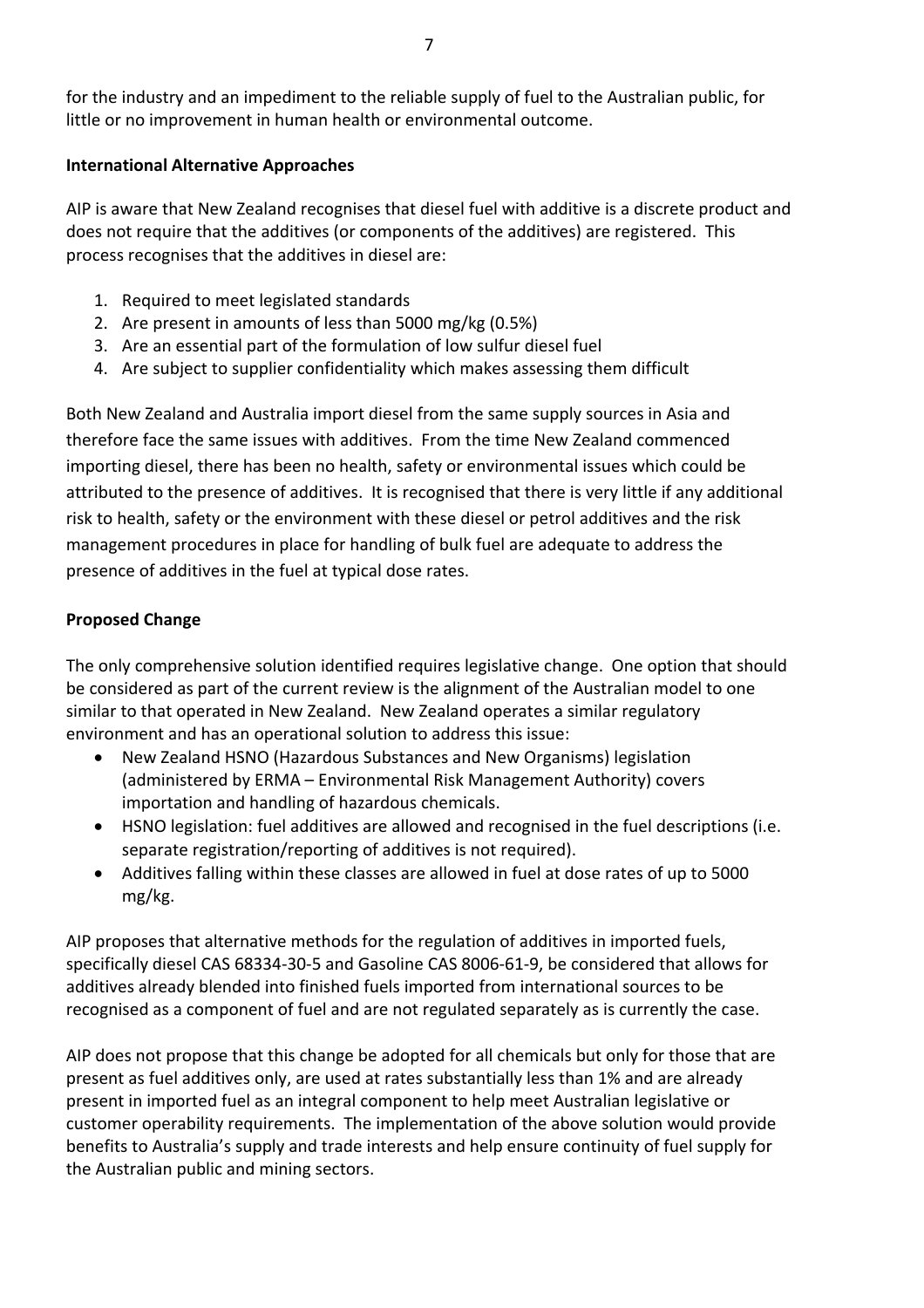for the industry and an impediment to the reliable supply of fuel to the Australian public, for little or no improvement in human health or environmental outcome.

**International Alternative Approaches**

AIP is aware that New Zealand recognises that diesel fuel with additive is a discrete product and does not require that the additives (or components of the additives) are registered. This process recognises that the additives in diesel are:

1. Required to meet legislated standards
2. Are present in amounts of less than 5000 mg/kg (0.5%)
3. Are an essential part of the formulation of low sulfur diesel fuel
4. Are subject to supplier confidentiality which makes assessing them difficult

Both New Zealand and Australia import diesel from the same supply sources in Asia and therefore face the same issues with additives. From the time New Zealand commenced importing diesel, there has been no health, safety or environmental issues which could be attributed to the presence of additives. It is recognised that there is very little if any additional risk to health, safety or the environment with these diesel or petrol additives and the risk management procedures in place for handling of bulk fuel are adequate to address the presence of additives in the fuel at typical dose rates.

**Proposed Change**

The only comprehensive solution identified requires legislative change. One option that should be considered as part of the current review is the alignment of the Australian model to one similar to that operated in New Zealand. New Zealand operates a similar regulatory environment and has an operational solution to address this issue:

- New Zealand HSNO (Hazardous Substances and New Organisms) legislation (administered by ERMA – Environmental Risk Management Authority) covers importation and handling of hazardous chemicals.
- HSNO legislation: fuel additives are allowed and recognised in the fuel descriptions (i.e. separate registration/reporting of additives is not required).
- Additives falling within these classes are allowed in fuel at dose rates of up to 5000 mg/kg.

AIP proposes that alternative methods for the regulation of additives in imported fuels, specifically diesel CAS 68334-30-5 and Gasoline CAS 8006-61-9, be considered that allows for additives already blended into finished fuels imported from international sources to be recognised as a component of fuel and are not regulated separately as is currently the case.

AIP does not propose that this change be adopted for all chemicals but only for those that are present as fuel additives only, are used at rates substantially less than 1% and are already present in imported fuel as an integral component to help meet Australian legislative or customer operability requirements. The implementation of the above solution would provide benefits to Australia's supply and trade interests and help ensure continuity of fuel supply for the Australian public and mining sectors.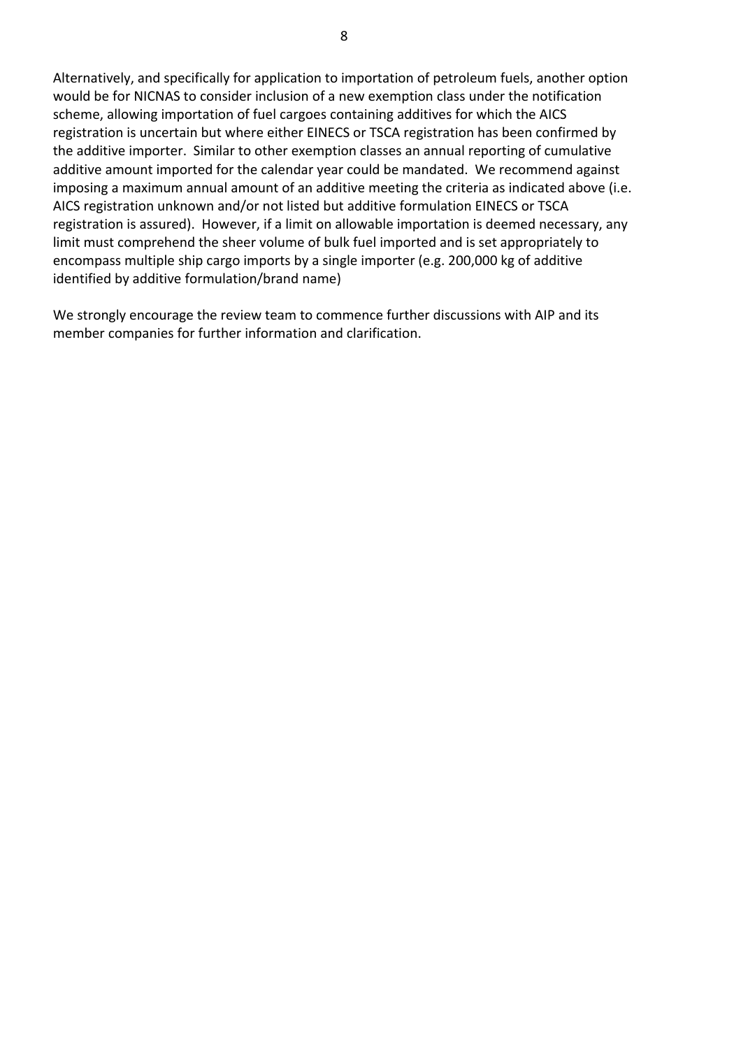Alternatively, and specifically for application to importation of petroleum fuels, another option would be for NICNAS to consider inclusion of a new exemption class under the notification scheme, allowing importation of fuel cargoes containing additives for which the AICS registration is uncertain but where either EINECS or TSCA registration has been confirmed by the additive importer. Similar to other exemption classes an annual reporting of cumulative additive amount imported for the calendar year could be mandated. We recommend against imposing a maximum annual amount of an additive meeting the criteria as indicated above (i.e. AICS registration unknown and/or not listed but additive formulation EINECS or TSCA registration is assured). However, if a limit on allowable importation is deemed necessary, any limit must comprehend the sheer volume of bulk fuel imported and is set appropriately to encompass multiple ship cargo imports by a single importer (e.g. 200,000 kg of additive identified by additive formulation/brand name)

We strongly encourage the review team to commence further discussions with AIP and its member companies for further information and clarification.